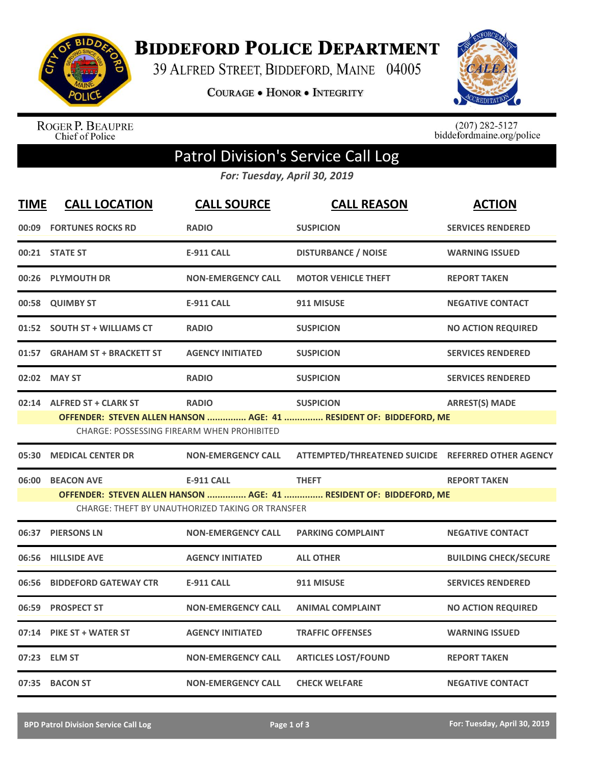# Biddeford Police Department

39 Alfred Street, Biddeford, Maine 04005

Courage • Honor • Integrity

Roger P. Beaupre
Chief of Police

(207) 282-5127
biddefordmaine.org/police

## Patrol Division's Service Call Log

*For: Tuesday, April 30, 2019*

| TIME | CALL LOCATION | CALL SOURCE | CALL REASON | ACTION |
|---|---|---|---|---|
| 00:09 | FORTUNES ROCKS RD | RADIO | SUSPICION | SERVICES RENDERED |
| 00:21 | STATE ST | E-911 CALL | DISTURBANCE / NOISE | WARNING ISSUED |
| 00:26 | PLYMOUTH DR | NON-EMERGENCY CALL | MOTOR VEHICLE THEFT | REPORT TAKEN |
| 00:58 | QUIMBY ST | E-911 CALL | 911 MISUSE | NEGATIVE CONTACT |
| 01:52 | SOUTH ST + WILLIAMS CT | RADIO | SUSPICION | NO ACTION REQUIRED |
| 01:57 | GRAHAM ST + BRACKETT ST | AGENCY INITIATED | SUSPICION | SERVICES RENDERED |
| 02:02 | MAY ST | RADIO | SUSPICION | SERVICES RENDERED |
| 02:14 | ALFRED ST + CLARK ST | RADIO | SUSPICION | ARREST(S) MADE |
| | OFFENDER: STEVEN ALLEN HANSON ............... AGE: 41 ............... RESIDENT OF: BIDDEFORD, ME | | | |
| | CHARGE: POSSESSING FIREARM WHEN PROHIBITED | | | |
| 05:30 | MEDICAL CENTER DR | NON-EMERGENCY CALL | ATTEMPTED/THREATENED SUICIDE | REFERRED OTHER AGENCY |
| 06:00 | BEACON AVE | E-911 CALL | THEFT | REPORT TAKEN |
| | OFFENDER: STEVEN ALLEN HANSON ............... AGE: 41 ............... RESIDENT OF: BIDDEFORD, ME | | | |
| | CHARGE: THEFT BY UNAUTHORIZED TAKING OR TRANSFER | | | |
| 06:37 | PIERSONS LN | NON-EMERGENCY CALL | PARKING COMPLAINT | NEGATIVE CONTACT |
| 06:56 | HILLSIDE AVE | AGENCY INITIATED | ALL OTHER | BUILDING CHECK/SECURE |
| 06:56 | BIDDEFORD GATEWAY CTR | E-911 CALL | 911 MISUSE | SERVICES RENDERED |
| 06:59 | PROSPECT ST | NON-EMERGENCY CALL | ANIMAL COMPLAINT | NO ACTION REQUIRED |
| 07:14 | PIKE ST + WATER ST | AGENCY INITIATED | TRAFFIC OFFENSES | WARNING ISSUED |
| 07:23 | ELM ST | NON-EMERGENCY CALL | ARTICLES LOST/FOUND | REPORT TAKEN |
| 07:35 | BACON ST | NON-EMERGENCY CALL | CHECK WELFARE | NEGATIVE CONTACT |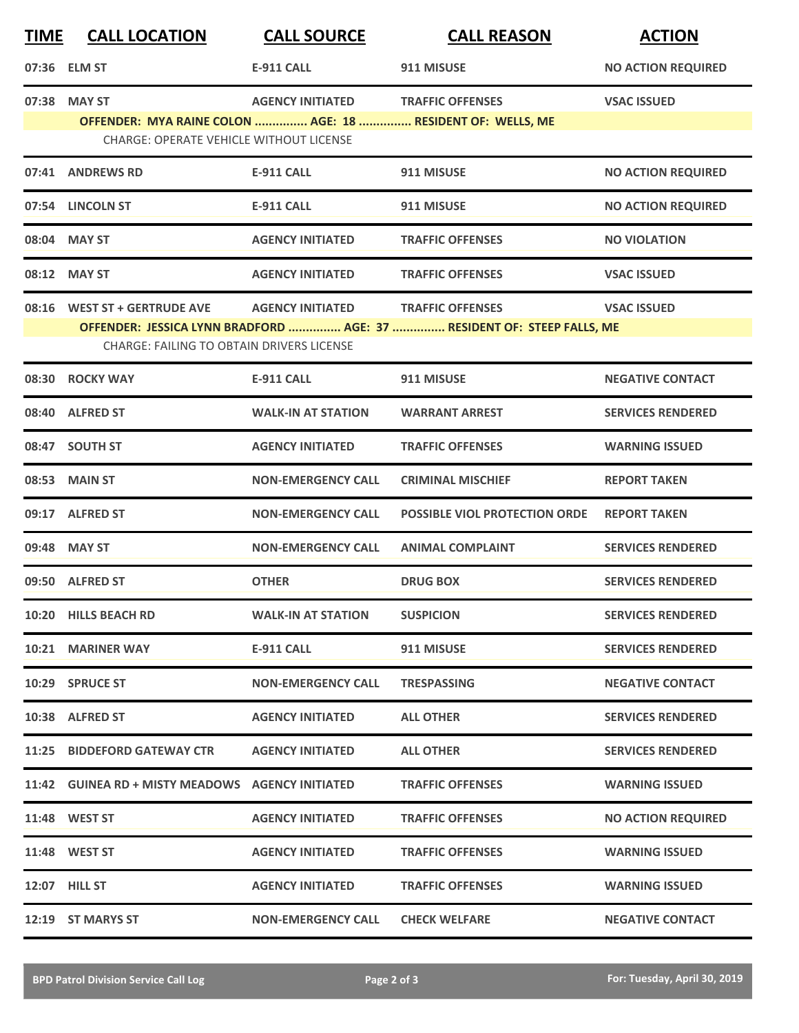| TIME | CALL LOCATION | CALL SOURCE | CALL REASON | ACTION |
|---|---|---|---|---|
| 07:36 | ELM ST | E-911 CALL | 911 MISUSE | NO ACTION REQUIRED |
| 07:38 | MAY ST | AGENCY INITIATED | TRAFFIC OFFENSES | VSAC ISSUED |
| | OFFENDER: MYA RAINE COLON ............... AGE: 18 ............... RESIDENT OF: WELLS, ME | | | |
| | CHARGE: OPERATE VEHICLE WITHOUT LICENSE | | | |
| 07:41 | ANDREWS RD | E-911 CALL | 911 MISUSE | NO ACTION REQUIRED |
| 07:54 | LINCOLN ST | E-911 CALL | 911 MISUSE | NO ACTION REQUIRED |
| 08:04 | MAY ST | AGENCY INITIATED | TRAFFIC OFFENSES | NO VIOLATION |
| 08:12 | MAY ST | AGENCY INITIATED | TRAFFIC OFFENSES | VSAC ISSUED |
| 08:16 | WEST ST + GERTRUDE AVE | AGENCY INITIATED | TRAFFIC OFFENSES | VSAC ISSUED |
| | OFFENDER: JESSICA LYNN BRADFORD ............... AGE: 37 ............... RESIDENT OF: STEEP FALLS, ME | | | |
| | CHARGE: FAILING TO OBTAIN DRIVERS LICENSE | | | |
| 08:30 | ROCKY WAY | E-911 CALL | 911 MISUSE | NEGATIVE CONTACT |
| 08:40 | ALFRED ST | WALK-IN AT STATION | WARRANT ARREST | SERVICES RENDERED |
| 08:47 | SOUTH ST | AGENCY INITIATED | TRAFFIC OFFENSES | WARNING ISSUED |
| 08:53 | MAIN ST | NON-EMERGENCY CALL | CRIMINAL MISCHIEF | REPORT TAKEN |
| 09:17 | ALFRED ST | NON-EMERGENCY CALL | POSSIBLE VIOL PROTECTION ORDE | REPORT TAKEN |
| 09:48 | MAY ST | NON-EMERGENCY CALL | ANIMAL COMPLAINT | SERVICES RENDERED |
| 09:50 | ALFRED ST | OTHER | DRUG BOX | SERVICES RENDERED |
| 10:20 | HILLS BEACH RD | WALK-IN AT STATION | SUSPICION | SERVICES RENDERED |
| 10:21 | MARINER WAY | E-911 CALL | 911 MISUSE | SERVICES RENDERED |
| 10:29 | SPRUCE ST | NON-EMERGENCY CALL | TRESPASSING | NEGATIVE CONTACT |
| 10:38 | ALFRED ST | AGENCY INITIATED | ALL OTHER | SERVICES RENDERED |
| 11:25 | BIDDEFORD GATEWAY CTR | AGENCY INITIATED | ALL OTHER | SERVICES RENDERED |
| 11:42 | GUINEA RD + MISTY MEADOWS | AGENCY INITIATED | TRAFFIC OFFENSES | WARNING ISSUED |
| 11:48 | WEST ST | AGENCY INITIATED | TRAFFIC OFFENSES | NO ACTION REQUIRED |
| 11:48 | WEST ST | AGENCY INITIATED | TRAFFIC OFFENSES | WARNING ISSUED |
| 12:07 | HILL ST | AGENCY INITIATED | TRAFFIC OFFENSES | WARNING ISSUED |
| 12:19 | ST MARYS ST | NON-EMERGENCY CALL | CHECK WELFARE | NEGATIVE CONTACT |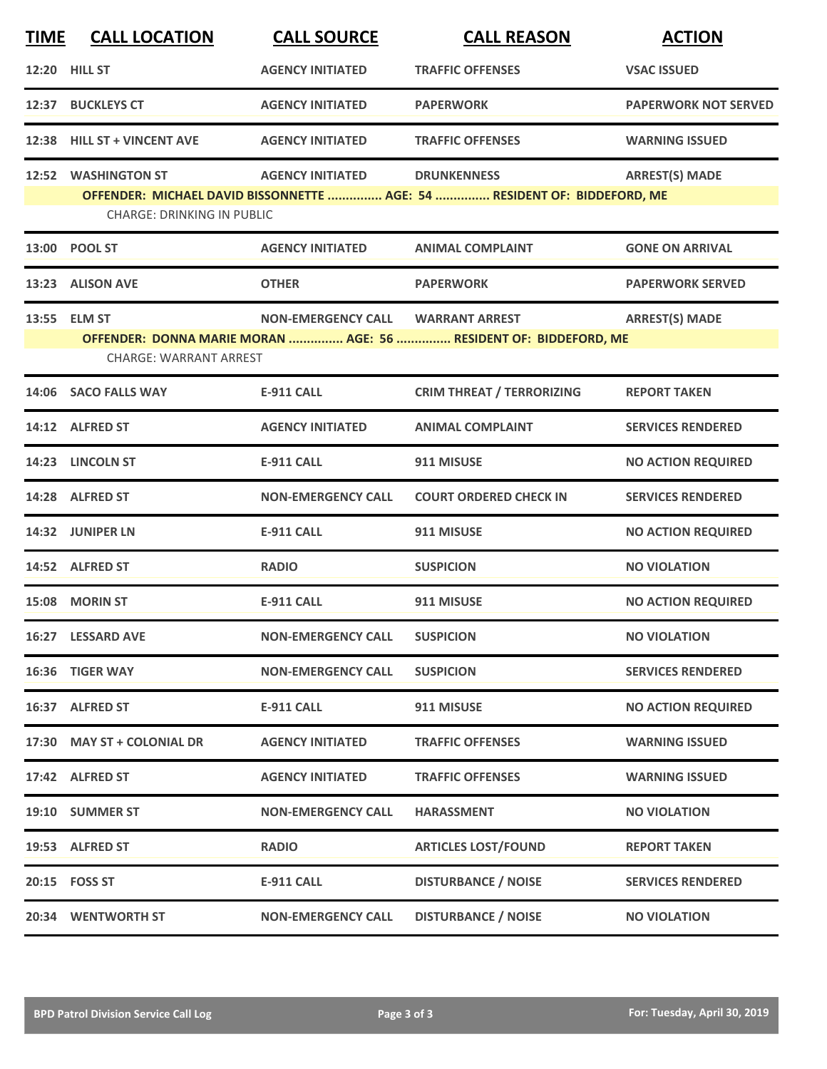| TIME | CALL LOCATION | CALL SOURCE | CALL REASON | ACTION |
|---|---|---|---|---|
| 12:20 | HILL ST | AGENCY INITIATED | TRAFFIC OFFENSES | VSAC ISSUED |
| 12:37 | BUCKLEYS CT | AGENCY INITIATED | PAPERWORK | PAPERWORK NOT SERVED |
| 12:38 | HILL ST + VINCENT AVE | AGENCY INITIATED | TRAFFIC OFFENSES | WARNING ISSUED |
| 12:52 | WASHINGTON ST | AGENCY INITIATED | DRUNKENNESS | ARREST(S) MADE |
| | OFFENDER: MICHAEL DAVID BISSONNETTE ............... AGE: 54 ............... RESIDENT OF: BIDDEFORD, ME | | | |
| | CHARGE: DRINKING IN PUBLIC | | | |
| 13:00 | POOL ST | AGENCY INITIATED | ANIMAL COMPLAINT | GONE ON ARRIVAL |
| 13:23 | ALISON AVE | OTHER | PAPERWORK | PAPERWORK SERVED |
| 13:55 | ELM ST | NON-EMERGENCY CALL | WARRANT ARREST | ARREST(S) MADE |
| | OFFENDER: DONNA MARIE MORAN ............... AGE: 56 ............... RESIDENT OF: BIDDEFORD, ME | | | |
| | CHARGE: WARRANT ARREST | | | |
| 14:06 | SACO FALLS WAY | E-911 CALL | CRIM THREAT / TERRORIZING | REPORT TAKEN |
| 14:12 | ALFRED ST | AGENCY INITIATED | ANIMAL COMPLAINT | SERVICES RENDERED |
| 14:23 | LINCOLN ST | E-911 CALL | 911 MISUSE | NO ACTION REQUIRED |
| 14:28 | ALFRED ST | NON-EMERGENCY CALL | COURT ORDERED CHECK IN | SERVICES RENDERED |
| 14:32 | JUNIPER LN | E-911 CALL | 911 MISUSE | NO ACTION REQUIRED |
| 14:52 | ALFRED ST | RADIO | SUSPICION | NO VIOLATION |
| 15:08 | MORIN ST | E-911 CALL | 911 MISUSE | NO ACTION REQUIRED |
| 16:27 | LESSARD AVE | NON-EMERGENCY CALL | SUSPICION | NO VIOLATION |
| 16:36 | TIGER WAY | NON-EMERGENCY CALL | SUSPICION | SERVICES RENDERED |
| 16:37 | ALFRED ST | E-911 CALL | 911 MISUSE | NO ACTION REQUIRED |
| 17:30 | MAY ST + COLONIAL DR | AGENCY INITIATED | TRAFFIC OFFENSES | WARNING ISSUED |
| 17:42 | ALFRED ST | AGENCY INITIATED | TRAFFIC OFFENSES | WARNING ISSUED |
| 19:10 | SUMMER ST | NON-EMERGENCY CALL | HARASSMENT | NO VIOLATION |
| 19:53 | ALFRED ST | RADIO | ARTICLES LOST/FOUND | REPORT TAKEN |
| 20:15 | FOSS ST | E-911 CALL | DISTURBANCE / NOISE | SERVICES RENDERED |
| 20:34 | WENTWORTH ST | NON-EMERGENCY CALL | DISTURBANCE / NOISE | NO VIOLATION |